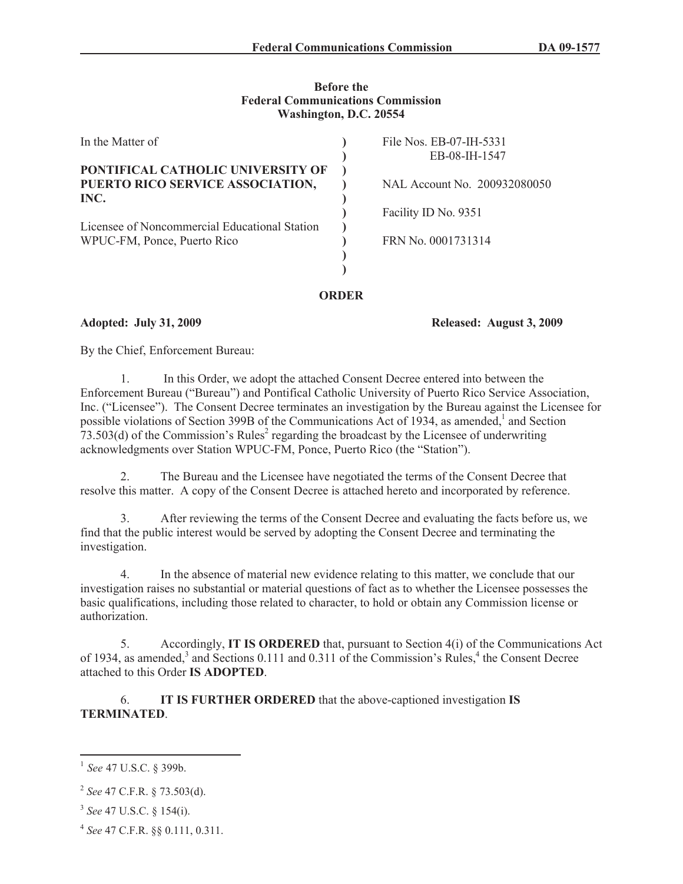**Federal Communications Commission DA 09-1577**

**Before the**
**Federal Communications Commission**
**Washington, D.C. 20554**

| In the Matter of | | |
|---|---|---|
| | ) | File Nos. EB-07-IH-5331 |
| | ) | EB-08-IH-1547 |
| **PONTIFICAL CATHOLIC UNIVERSITY OF PUERTO RICO SERVICE ASSOCIATION, INC.** | ) | NAL Account No. 200932080050 |
| | ) | Facility ID No. 9351 |
| Licensee of Noncommercial Educational Station WPUC-FM, Ponce, Puerto Rico | ) | FRN No. 0001731314 |

## ORDER

**Adopted: July 31, 2009** **Released: August 3, 2009**

By the Chief, Enforcement Bureau:

1. In this Order, we adopt the attached Consent Decree entered into between the Enforcement Bureau ("Bureau") and Pontifical Catholic University of Puerto Rico Service Association, Inc. ("Licensee"). The Consent Decree terminates an investigation by the Bureau against the Licensee for possible violations of Section 399B of the Communications Act of 1934, as amended,[1] and Section 73.503(d) of the Commission's Rules[2] regarding the broadcast by the Licensee of underwriting acknowledgments over Station WPUC-FM, Ponce, Puerto Rico (the "Station").

2. The Bureau and the Licensee have negotiated the terms of the Consent Decree that resolve this matter. A copy of the Consent Decree is attached hereto and incorporated by reference.

3. After reviewing the terms of the Consent Decree and evaluating the facts before us, we find that the public interest would be served by adopting the Consent Decree and terminating the investigation.

4. In the absence of material new evidence relating to this matter, we conclude that our investigation raises no substantial or material questions of fact as to whether the Licensee possesses the basic qualifications, including those related to character, to hold or obtain any Commission license or authorization.

5. Accordingly, **IT IS ORDERED** that, pursuant to Section 4(i) of the Communications Act of 1934, as amended,[3] and Sections 0.111 and 0.311 of the Commission's Rules,[4] the Consent Decree attached to this Order **IS ADOPTED**.

6. **IT IS FURTHER ORDERED** that the above-captioned investigation **IS TERMINATED**.

---

[1] *See* 47 U.S.C. § 399b.

[2] *See* 47 C.F.R. § 73.503(d).

[3] *See* 47 U.S.C. § 154(i).

[4] *See* 47 C.F.R. §§ 0.111, 0.311.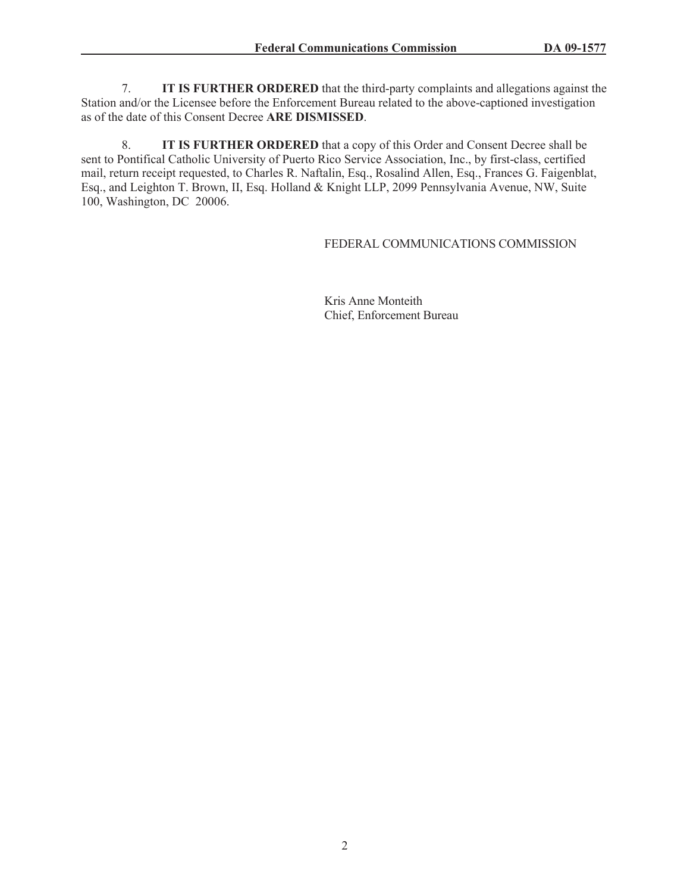7. **IT IS FURTHER ORDERED** that the third-party complaints and allegations against the Station and/or the Licensee before the Enforcement Bureau related to the above-captioned investigation as of the date of this Consent Decree **ARE DISMISSED**.

8. **IT IS FURTHER ORDERED** that a copy of this Order and Consent Decree shall be sent to Pontifical Catholic University of Puerto Rico Service Association, Inc., by first-class, certified mail, return receipt requested, to Charles R. Naftalin, Esq., Rosalind Allen, Esq., Frances G. Faigenblat, Esq., and Leighton T. Brown, II, Esq. Holland & Knight LLP, 2099 Pennsylvania Avenue, NW, Suite 100, Washington, DC 20006.

FEDERAL COMMUNICATIONS COMMISSION

Kris Anne Monteith
Chief, Enforcement Bureau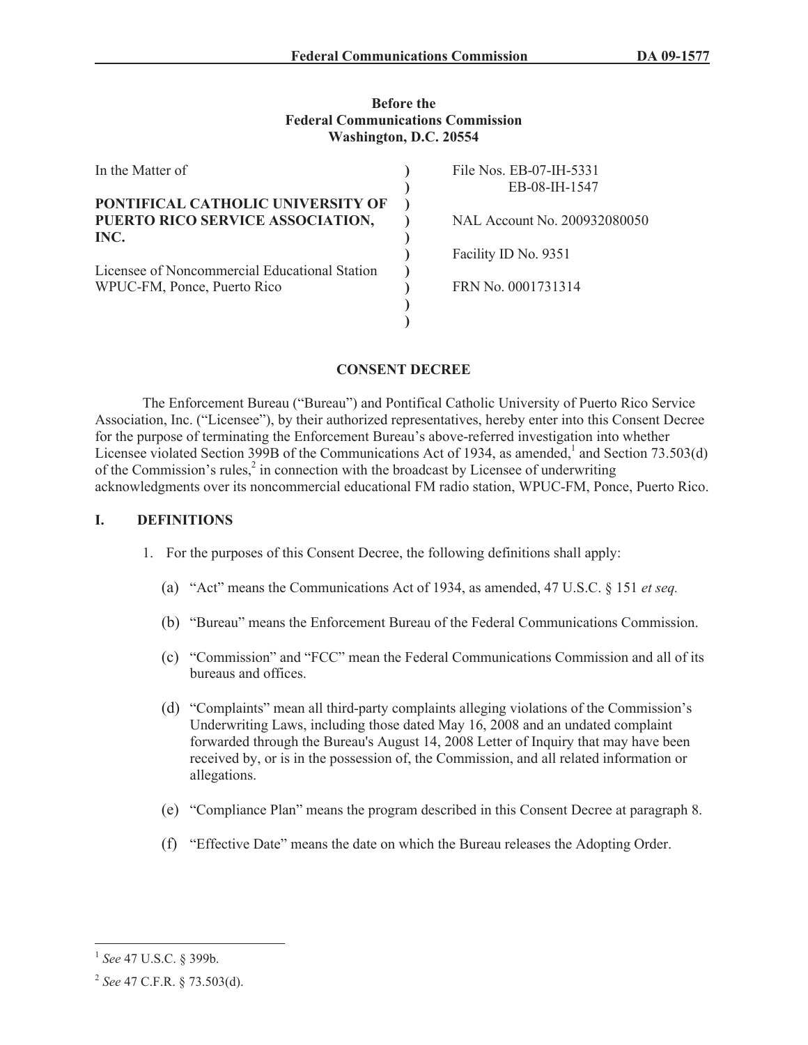**Before the**
**Federal Communications Commission**
**Washington, D.C. 20554**

| In the Matter of | File Nos. EB-07-IH-5331 |
|---|---|
| | EB-08-IH-1547 |
| **PONTIFICAL CATHOLIC UNIVERSITY OF PUERTO RICO SERVICE ASSOCIATION, INC.** | NAL Account No. 200932080050 |
| | Facility ID No. 9351 |
| Licensee of Noncommercial Educational Station WPUC-FM, Ponce, Puerto Rico | FRN No. 0001731314 |

## CONSENT DECREE

The Enforcement Bureau ("Bureau") and Pontifical Catholic University of Puerto Rico Service Association, Inc. ("Licensee"), by their authorized representatives, hereby enter into this Consent Decree for the purpose of terminating the Enforcement Bureau's above-referred investigation into whether Licensee violated Section 399B of the Communications Act of 1934, as amended,[1] and Section 73.503(d) of the Commission's rules,[2] in connection with the broadcast by Licensee of underwriting acknowledgments over its noncommercial educational FM radio station, WPUC-FM, Ponce, Puerto Rico.

## I. DEFINITIONS

1. For the purposes of this Consent Decree, the following definitions shall apply:

   (a) "Act" means the Communications Act of 1934, as amended, 47 U.S.C. § 151 *et seq.*

   (b) "Bureau" means the Enforcement Bureau of the Federal Communications Commission.

   (c) "Commission" and "FCC" mean the Federal Communications Commission and all of its bureaus and offices.

   (d) "Complaints" mean all third-party complaints alleging violations of the Commission's Underwriting Laws, including those dated May 16, 2008 and an undated complaint forwarded through the Bureau's August 14, 2008 Letter of Inquiry that may have been received by, or is in the possession of, the Commission, and all related information or allegations.

   (e) "Compliance Plan" means the program described in this Consent Decree at paragraph 8.

   (f) "Effective Date" means the date on which the Bureau releases the Adopting Order.

---

[1] *See* 47 U.S.C. § 399b.

[2] *See* 47 C.F.R. § 73.503(d).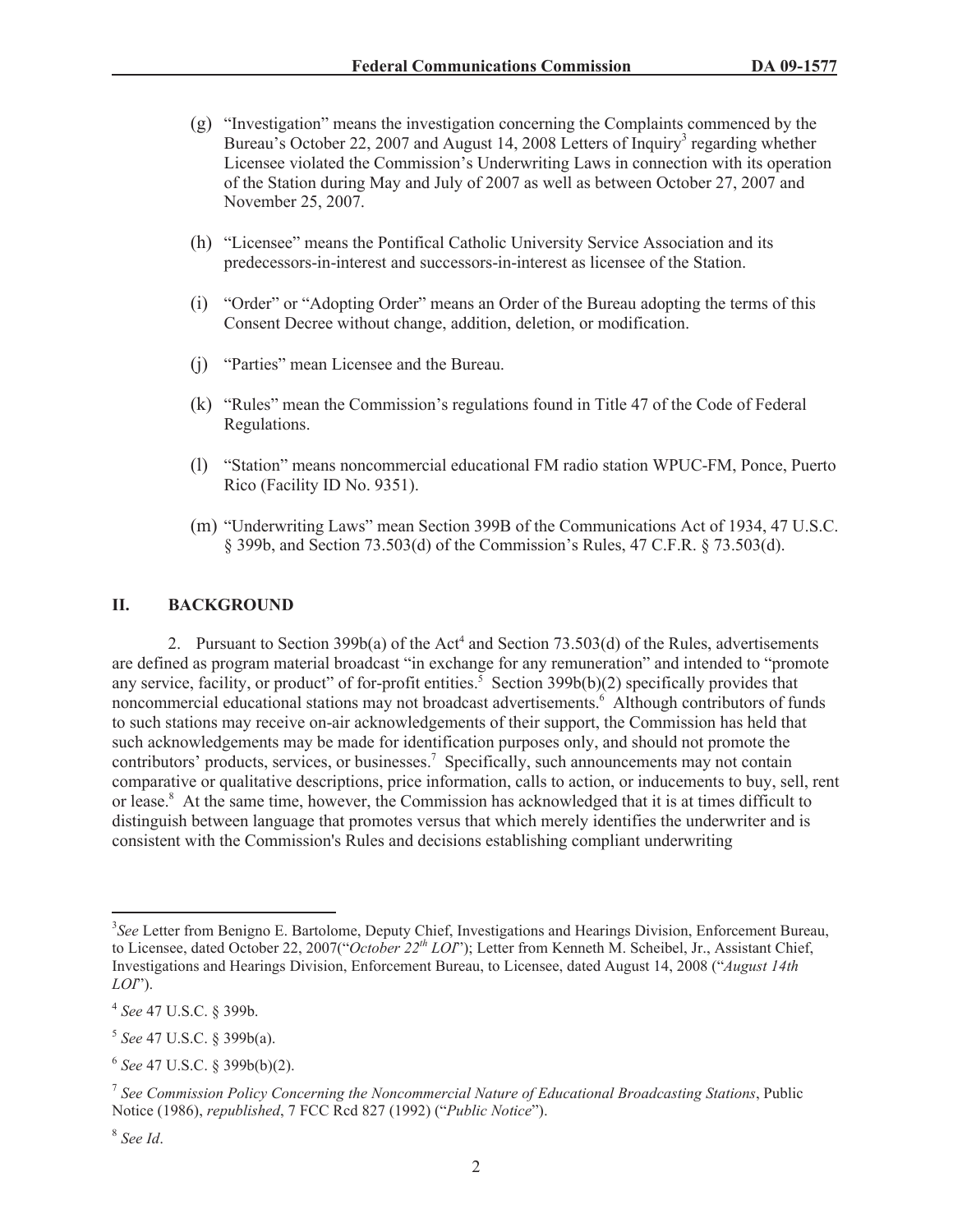(g) "Investigation" means the investigation concerning the Complaints commenced by the Bureau's October 22, 2007 and August 14, 2008 Letters of Inquiry[3] regarding whether Licensee violated the Commission's Underwriting Laws in connection with its operation of the Station during May and July of 2007 as well as between October 27, 2007 and November 25, 2007.

(h) "Licensee" means the Pontifical Catholic University Service Association and its predecessors-in-interest and successors-in-interest as licensee of the Station.

(i) "Order" or "Adopting Order" means an Order of the Bureau adopting the terms of this Consent Decree without change, addition, deletion, or modification.

(j) "Parties" mean Licensee and the Bureau.

(k) "Rules" mean the Commission's regulations found in Title 47 of the Code of Federal Regulations.

(l) "Station" means noncommercial educational FM radio station WPUC-FM, Ponce, Puerto Rico (Facility ID No. 9351).

(m) "Underwriting Laws" mean Section 399B of the Communications Act of 1934, 47 U.S.C. § 399b, and Section 73.503(d) of the Commission's Rules, 47 C.F.R. § 73.503(d).

## II. BACKGROUND

2. Pursuant to Section 399b(a) of the Act[4] and Section 73.503(d) of the Rules, advertisements are defined as program material broadcast "in exchange for any remuneration" and intended to "promote any service, facility, or product" of for-profit entities.[5] Section 399b(b)(2) specifically provides that noncommercial educational stations may not broadcast advertisements.[6] Although contributors of funds to such stations may receive on-air acknowledgements of their support, the Commission has held that such acknowledgements may be made for identification purposes only, and should not promote the contributors' products, services, or businesses.[7] Specifically, such announcements may not contain comparative or qualitative descriptions, price information, calls to action, or inducements to buy, sell, rent or lease.[8] At the same time, however, the Commission has acknowledged that it is at times difficult to distinguish between language that promotes versus that which merely identifies the underwriter and is consistent with the Commission's Rules and decisions establishing compliant underwriting

---

[3] *See* Letter from Benigno E. Bartolome, Deputy Chief, Investigations and Hearings Division, Enforcement Bureau, to Licensee, dated October 22, 2007("*October 22nd LOI*"); Letter from Kenneth M. Scheibel, Jr., Assistant Chief, Investigations and Hearings Division, Enforcement Bureau, to Licensee, dated August 14, 2008 ("*August 14th LOI*").

[4] *See* 47 U.S.C. § 399b.

[5] *See* 47 U.S.C. § 399b(a).

[6] *See* 47 U.S.C. § 399b(b)(2).

[7] *See Commission Policy Concerning the Noncommercial Nature of Educational Broadcasting Stations*, Public Notice (1986), *republished*, 7 FCC Rcd 827 (1992) ("*Public Notice*").

[8] *See Id*.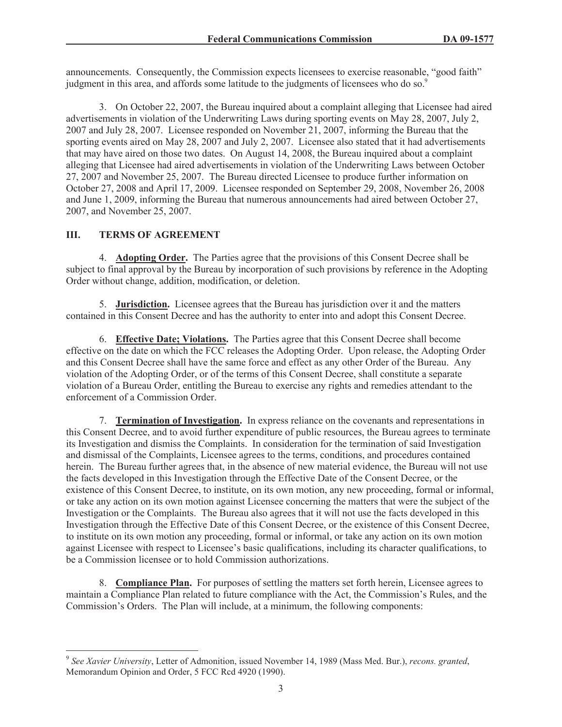announcements. Consequently, the Commission expects licensees to exercise reasonable, "good faith" judgment in this area, and affords some latitude to the judgments of licensees who do so.[9]

3. On October 22, 2007, the Bureau inquired about a complaint alleging that Licensee had aired advertisements in violation of the Underwriting Laws during sporting events on May 28, 2007, July 2, 2007 and July 28, 2007. Licensee responded on November 21, 2007, informing the Bureau that the sporting events aired on May 28, 2007 and July 2, 2007. Licensee also stated that it had advertisements that may have aired on those two dates. On August 14, 2008, the Bureau inquired about a complaint alleging that Licensee had aired advertisements in violation of the Underwriting Laws between October 27, 2007 and November 25, 2007. The Bureau directed Licensee to produce further information on October 27, 2008 and April 17, 2009. Licensee responded on September 29, 2008, November 26, 2008 and June 1, 2009, informing the Bureau that numerous announcements had aired between October 27, 2007, and November 25, 2007.

## III. TERMS OF AGREEMENT

4. **Adopting Order.** The Parties agree that the provisions of this Consent Decree shall be subject to final approval by the Bureau by incorporation of such provisions by reference in the Adopting Order without change, addition, modification, or deletion.

5. **Jurisdiction.** Licensee agrees that the Bureau has jurisdiction over it and the matters contained in this Consent Decree and has the authority to enter into and adopt this Consent Decree.

6. **Effective Date; Violations.** The Parties agree that this Consent Decree shall become effective on the date on which the FCC releases the Adopting Order. Upon release, the Adopting Order and this Consent Decree shall have the same force and effect as any other Order of the Bureau. Any violation of the Adopting Order, or of the terms of this Consent Decree, shall constitute a separate violation of a Bureau Order, entitling the Bureau to exercise any rights and remedies attendant to the enforcement of a Commission Order.

7. **Termination of Investigation.** In express reliance on the covenants and representations in this Consent Decree, and to avoid further expenditure of public resources, the Bureau agrees to terminate its Investigation and dismiss the Complaints. In consideration for the termination of said Investigation and dismissal of the Complaints, Licensee agrees to the terms, conditions, and procedures contained herein. The Bureau further agrees that, in the absence of new material evidence, the Bureau will not use the facts developed in this Investigation through the Effective Date of the Consent Decree, or the existence of this Consent Decree, to institute, on its own motion, any new proceeding, formal or informal, or take any action on its own motion against Licensee concerning the matters that were the subject of the Investigation or the Complaints. The Bureau also agrees that it will not use the facts developed in this Investigation through the Effective Date of this Consent Decree, or the existence of this Consent Decree, to institute on its own motion any proceeding, formal or informal, or take any action on its own motion against Licensee with respect to Licensee's basic qualifications, including its character qualifications, to be a Commission licensee or to hold Commission authorizations.

8. **Compliance Plan.** For purposes of settling the matters set forth herein, Licensee agrees to maintain a Compliance Plan related to future compliance with the Act, the Commission's Rules, and the Commission's Orders. The Plan will include, at a minimum, the following components:

---

[9] *See Xavier University*, Letter of Admonition, issued November 14, 1989 (Mass Med. Bur.), *recons. granted*, Memorandum Opinion and Order, 5 FCC Rcd 4920 (1990).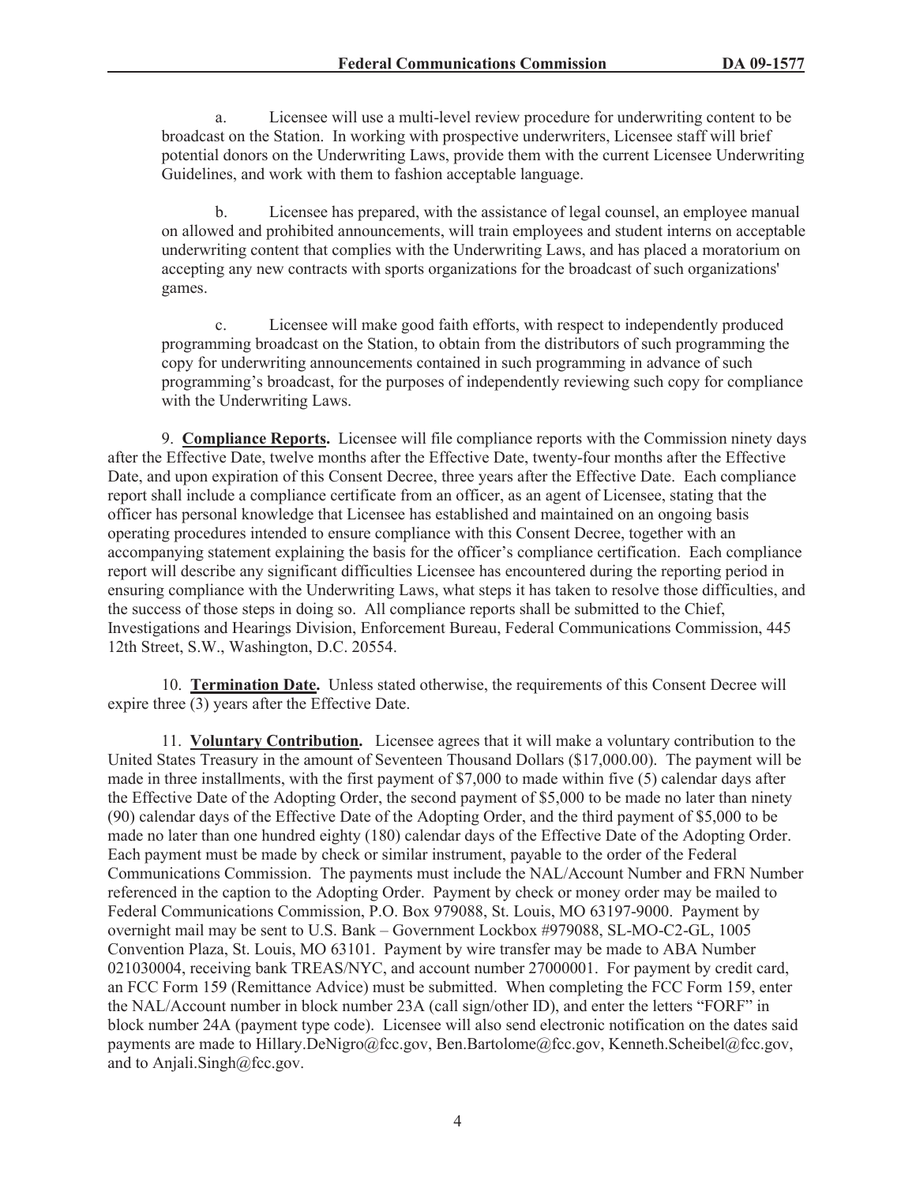a. Licensee will use a multi-level review procedure for underwriting content to be broadcast on the Station. In working with prospective underwriters, Licensee staff will brief potential donors on the Underwriting Laws, provide them with the current Licensee Underwriting Guidelines, and work with them to fashion acceptable language.

b. Licensee has prepared, with the assistance of legal counsel, an employee manual on allowed and prohibited announcements, will train employees and student interns on acceptable underwriting content that complies with the Underwriting Laws, and has placed a moratorium on accepting any new contracts with sports organizations for the broadcast of such organizations' games.

c. Licensee will make good faith efforts, with respect to independently produced programming broadcast on the Station, to obtain from the distributors of such programming the copy for underwriting announcements contained in such programming in advance of such programming's broadcast, for the purposes of independently reviewing such copy for compliance with the Underwriting Laws.

9. **Compliance Reports.** Licensee will file compliance reports with the Commission ninety days after the Effective Date, twelve months after the Effective Date, twenty-four months after the Effective Date, and upon expiration of this Consent Decree, three years after the Effective Date. Each compliance report shall include a compliance certificate from an officer, as an agent of Licensee, stating that the officer has personal knowledge that Licensee has established and maintained on an ongoing basis operating procedures intended to ensure compliance with this Consent Decree, together with an accompanying statement explaining the basis for the officer's compliance certification. Each compliance report will describe any significant difficulties Licensee has encountered during the reporting period in ensuring compliance with the Underwriting Laws, what steps it has taken to resolve those difficulties, and the success of those steps in doing so. All compliance reports shall be submitted to the Chief, Investigations and Hearings Division, Enforcement Bureau, Federal Communications Commission, 445 12th Street, S.W., Washington, D.C. 20554.

10. **Termination Date.** Unless stated otherwise, the requirements of this Consent Decree will expire three (3) years after the Effective Date.

11. **Voluntary Contribution.** Licensee agrees that it will make a voluntary contribution to the United States Treasury in the amount of Seventeen Thousand Dollars ($17,000.00). The payment will be made in three installments, with the first payment of $7,000 to made within five (5) calendar days after the Effective Date of the Adopting Order, the second payment of $5,000 to be made no later than ninety (90) calendar days of the Effective Date of the Adopting Order, and the third payment of $5,000 to be made no later than one hundred eighty (180) calendar days of the Effective Date of the Adopting Order. Each payment must be made by check or similar instrument, payable to the order of the Federal Communications Commission. The payments must include the NAL/Account Number and FRN Number referenced in the caption to the Adopting Order. Payment by check or money order may be mailed to Federal Communications Commission, P.O. Box 979088, St. Louis, MO 63197-9000. Payment by overnight mail may be sent to U.S. Bank – Government Lockbox #979088, SL-MO-C2-GL, 1005 Convention Plaza, St. Louis, MO 63101. Payment by wire transfer may be made to ABA Number 021030004, receiving bank TREAS/NYC, and account number 27000001. For payment by credit card, an FCC Form 159 (Remittance Advice) must be submitted. When completing the FCC Form 159, enter the NAL/Account number in block number 23A (call sign/other ID), and enter the letters "FORF" in block number 24A (payment type code). Licensee will also send electronic notification on the dates said payments are made to Hillary.DeNigro@fcc.gov, Ben.Bartolome@fcc.gov, Kenneth.Scheibel@fcc.gov, and to Anjali.Singh@fcc.gov.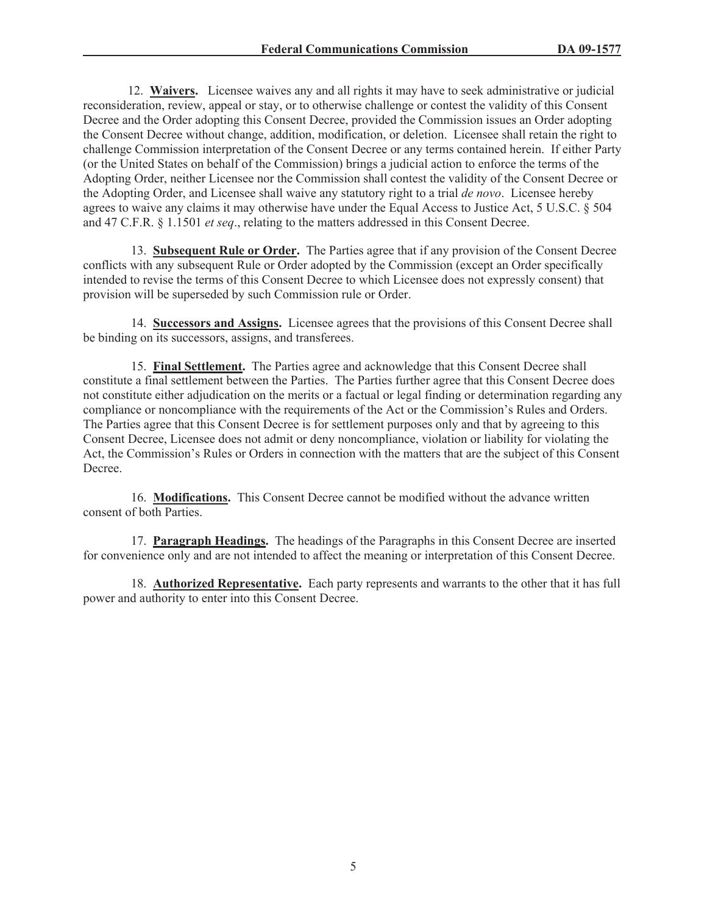12. **Waivers.** Licensee waives any and all rights it may have to seek administrative or judicial reconsideration, review, appeal or stay, or to otherwise challenge or contest the validity of this Consent Decree and the Order adopting this Consent Decree, provided the Commission issues an Order adopting the Consent Decree without change, addition, modification, or deletion. Licensee shall retain the right to challenge Commission interpretation of the Consent Decree or any terms contained herein. If either Party (or the United States on behalf of the Commission) brings a judicial action to enforce the terms of the Adopting Order, neither Licensee nor the Commission shall contest the validity of the Consent Decree or the Adopting Order, and Licensee shall waive any statutory right to a trial *de novo*. Licensee hereby agrees to waive any claims it may otherwise have under the Equal Access to Justice Act, 5 U.S.C. § 504 and 47 C.F.R. § 1.1501 *et seq*., relating to the matters addressed in this Consent Decree.

13. **Subsequent Rule or Order.** The Parties agree that if any provision of the Consent Decree conflicts with any subsequent Rule or Order adopted by the Commission (except an Order specifically intended to revise the terms of this Consent Decree to which Licensee does not expressly consent) that provision will be superseded by such Commission rule or Order.

14. **Successors and Assigns.** Licensee agrees that the provisions of this Consent Decree shall be binding on its successors, assigns, and transferees.

15. **Final Settlement.** The Parties agree and acknowledge that this Consent Decree shall constitute a final settlement between the Parties. The Parties further agree that this Consent Decree does not constitute either adjudication on the merits or a factual or legal finding or determination regarding any compliance or noncompliance with the requirements of the Act or the Commission's Rules and Orders. The Parties agree that this Consent Decree is for settlement purposes only and that by agreeing to this Consent Decree, Licensee does not admit or deny noncompliance, violation or liability for violating the Act, the Commission's Rules or Orders in connection with the matters that are the subject of this Consent Decree.

16. **Modifications.** This Consent Decree cannot be modified without the advance written consent of both Parties.

17. **Paragraph Headings.** The headings of the Paragraphs in this Consent Decree are inserted for convenience only and are not intended to affect the meaning or interpretation of this Consent Decree.

18. **Authorized Representative.** Each party represents and warrants to the other that it has full power and authority to enter into this Consent Decree.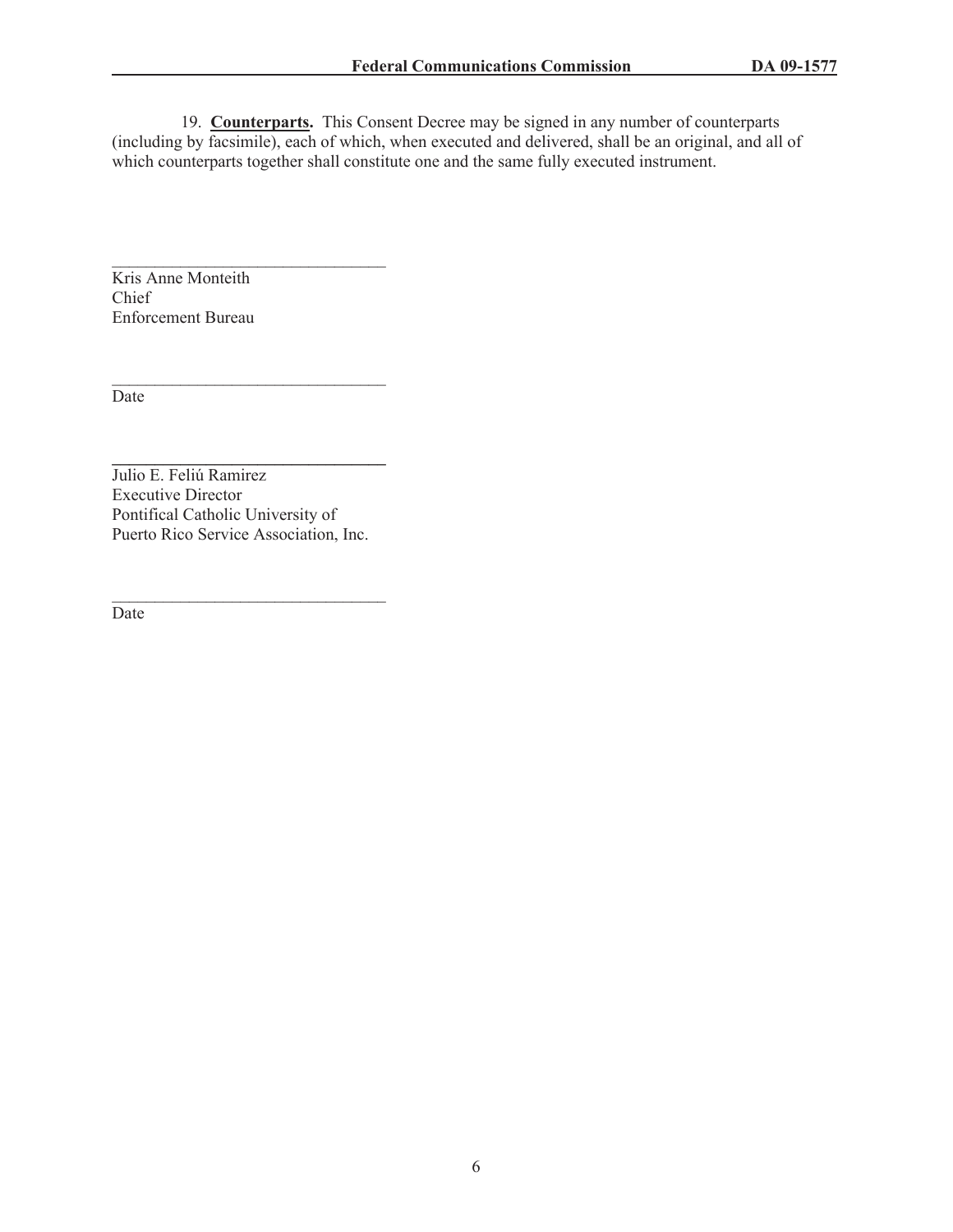19. **Counterparts.** This Consent Decree may be signed in any number of counterparts (including by facsimile), each of which, when executed and delivered, shall be an original, and all of which counterparts together shall constitute one and the same fully executed instrument.

________________________________
Kris Anne Monteith
Chief
Enforcement Bureau

________________________________
Date

________________________________
Julio E. Feliú Ramirez
Executive Director
Pontifical Catholic University of
Puerto Rico Service Association, Inc.

________________________________
Date